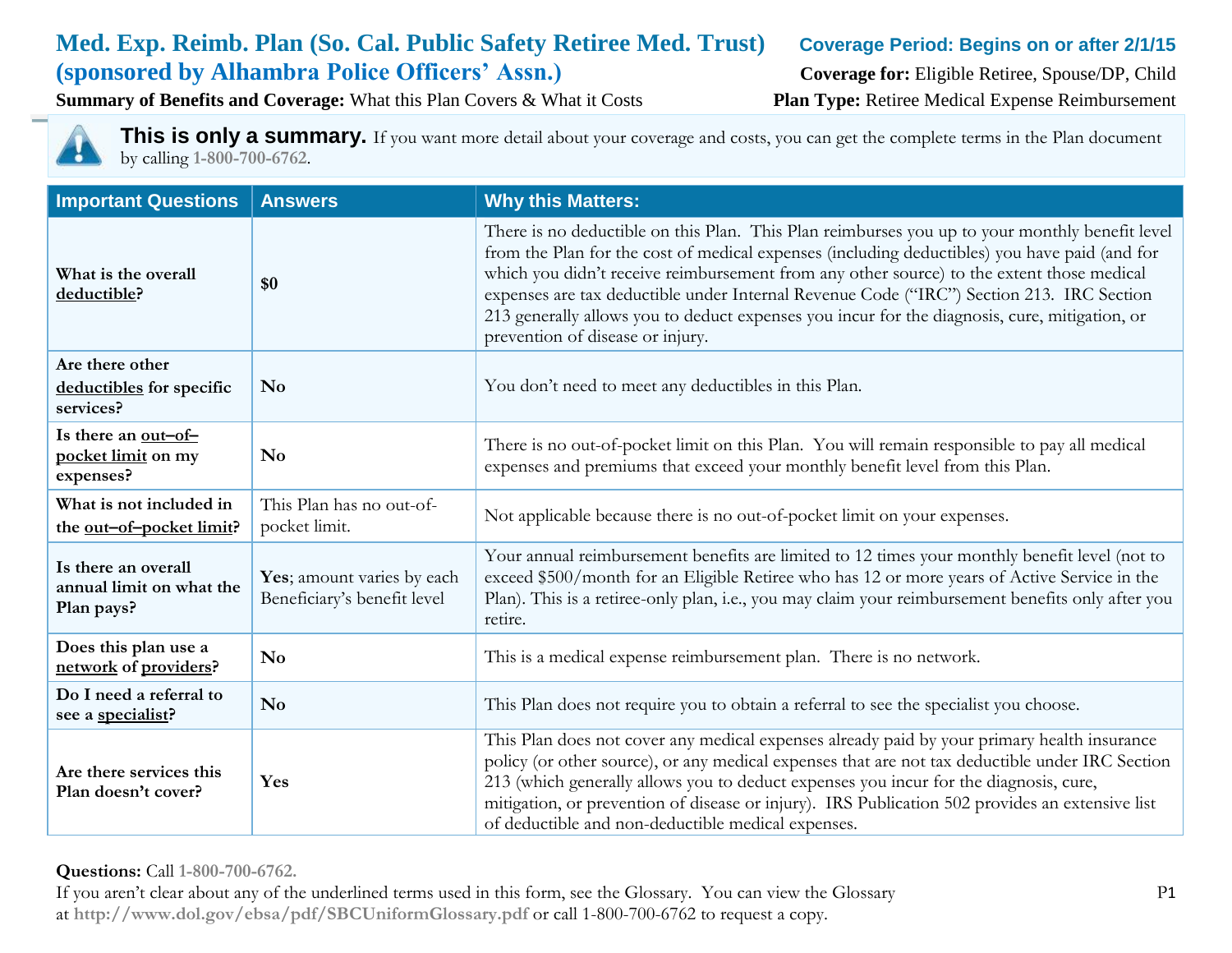# Med. Exp. Reimb. Plan (So. Cal. Public Safety Retiree Med. Trust) (sponsored by Alhambra Police Officers' Assn.)

**Coverage Period: Begins on or after 2/1/15**

**Coverage for:** Eligible Retiree, Spouse/DP, Child

**Summary of Benefits and Coverage:** What this Plan Covers & What it Costs

**Plan Type:** Retiree Medical Expense Reimbursement

**This is only a summary.** If you want more detail about your coverage and costs, you can get the complete terms in the Plan document by calling 1-800-700-6762.

| Important Questions | Answers | Why this Matters: |
|---|---|---|
| **What is the overall deductible?** | **$0** | There is no deductible on this Plan. This Plan reimburses you up to your monthly benefit level from the Plan for the cost of medical expenses (including deductibles) you have paid (and for which you didn't receive reimbursement from any other source) to the extent those medical expenses are tax deductible under Internal Revenue Code ("IRC") Section 213. IRC Section 213 generally allows you to deduct expenses you incur for the diagnosis, cure, mitigation, or prevention of disease or injury. |
| **Are there other deductibles for specific services?** | **No** | You don't need to meet any deductibles in this Plan. |
| **Is there an out–of–pocket limit on my expenses?** | **No** | There is no out-of-pocket limit on this Plan. You will remain responsible to pay all medical expenses and premiums that exceed your monthly benefit level from this Plan. |
| **What is not included in the out–of–pocket limit?** | This Plan has no out-of-pocket limit. | Not applicable because there is no out-of-pocket limit on your expenses. |
| **Is there an overall annual limit on what the Plan pays?** | **Yes**; amount varies by each Beneficiary's benefit level | Your annual reimbursement benefits are limited to 12 times your monthly benefit level (not to exceed $500/month for an Eligible Retiree who has 12 or more years of Active Service in the Plan). This is a retiree-only plan, i.e., you may claim your reimbursement benefits only after you retire. |
| **Does this plan use a network of providers?** | **No** | This is a medical expense reimbursement plan. There is no network. |
| **Do I need a referral to see a specialist?** | **No** | This Plan does not require you to obtain a referral to see the specialist you choose. |
| **Are there services this Plan doesn't cover?** | **Yes** | This Plan does not cover any medical expenses already paid by your primary health insurance policy (or other source), or any medical expenses that are not tax deductible under IRC Section 213 (which generally allows you to deduct expenses you incur for the diagnosis, cure, mitigation, or prevention of disease or injury). IRS Publication 502 provides an extensive list of deductible and non-deductible medical expenses. |

**Questions:** Call 1-800-700-6762.

If you aren't clear about any of the underlined terms used in this form, see the Glossary. You can view the Glossary at http://www.dol.gov/ebsa/pdf/SBCUniformGlossary.pdf or call 1-800-700-6762 to request a copy.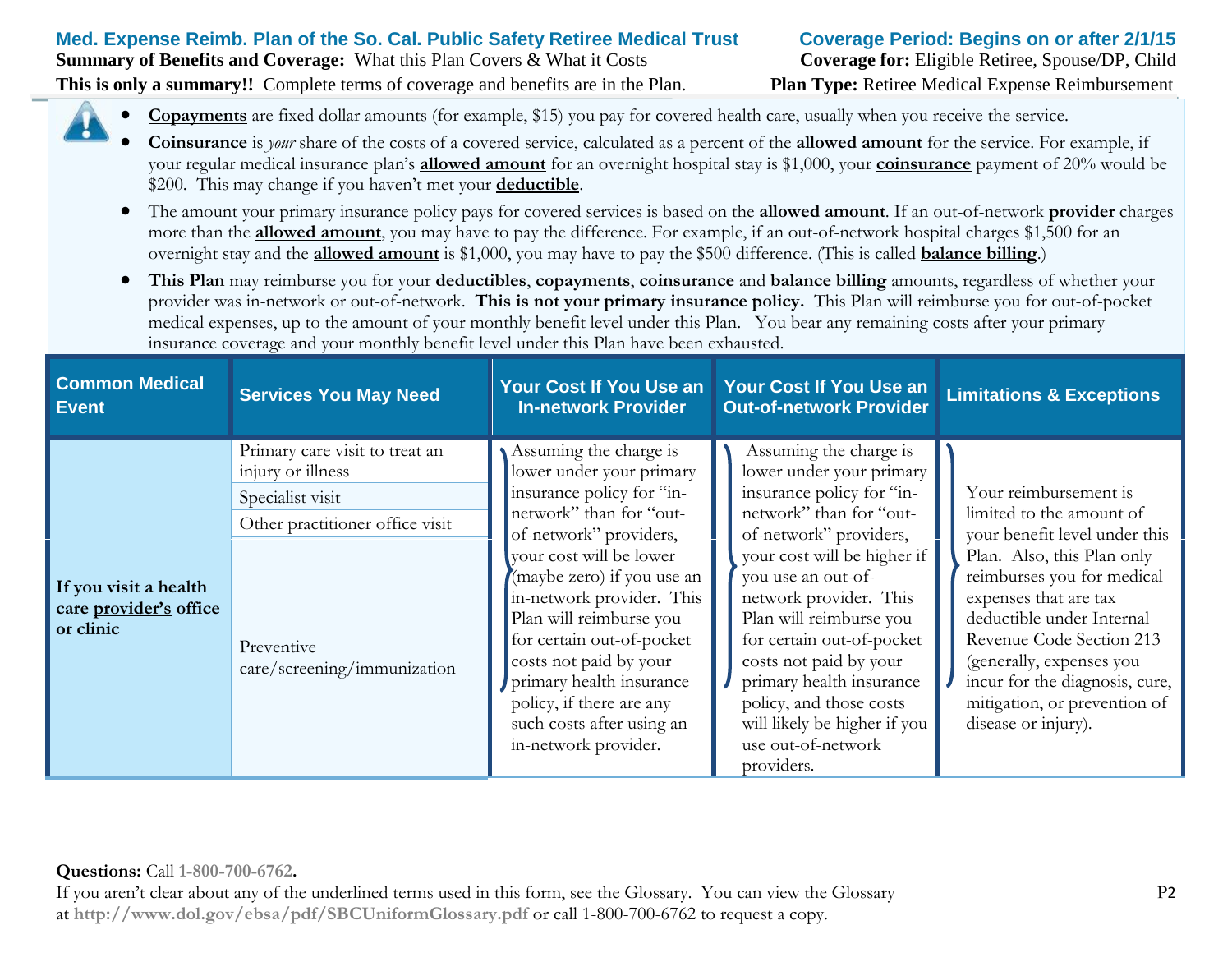- **Copayments** are fixed dollar amounts (for example, $15) you pay for covered health care, usually when you receive the service.
- **Coinsurance** is *your* share of the costs of a covered service, calculated as a percent of the **allowed amount** for the service. For example, if your regular medical insurance plan's **allowed amount** for an overnight hospital stay is $1,000, your **coinsurance** payment of 20% would be $200. This may change if you haven't met your **deductible**.
- The amount your primary insurance policy pays for covered services is based on the **allowed amount**. If an out-of-network **provider** charges more than the **allowed amount**, you may have to pay the difference. For example, if an out-of-network hospital charges $1,500 for an overnight stay and the **allowed amount** is $1,000, you may have to pay the $500 difference. (This is called **balance billing**.)
- **This Plan** may reimburse you for your **deductibles**, **copayments**, **coinsurance** and **balance billing** amounts, regardless of whether your provider was in-network or out-of-network. **This is not your primary insurance policy.** This Plan will reimburse you for out-of-pocket medical expenses, up to the amount of your monthly benefit level under this Plan. You bear any remaining costs after your primary insurance coverage and your monthly benefit level under this Plan have been exhausted.

| Common Medical Event | Services You May Need | Your Cost If You Use an In-network Provider | Your Cost If You Use an Out-of-network Provider | Limitations & Exceptions |
|---|---|---|---|---|
| **If you visit a health care provider's office or clinic** | Primary care visit to treat an injury or illness | Assuming the charge is lower under your primary insurance policy for "in-network" than for "out-of-network" providers, your cost will be lower (maybe zero) if you use an in-network provider. This Plan will reimburse you for certain out-of-pocket costs not paid by your primary health insurance policy, if there are any such costs after using an in-network provider. | Assuming the charge is lower under your primary insurance policy for "in-network" than for "out-of-network" providers, your cost will be higher if you use an out-of-network provider. This Plan will reimburse you for certain out-of-pocket costs not paid by your primary health insurance policy, and those costs will likely be higher if you use out-of-network providers. | Your reimbursement is limited to the amount of your benefit level under this Plan. Also, this Plan only reimburses you for medical expenses that are tax deductible under Internal Revenue Code Section 213 (generally, expenses you incur for the diagnosis, cure, mitigation, or prevention of disease or injury). |
| | Specialist visit | | | |
| | Other practitioner office visit | | | |
| | Preventive care/screening/immunization | | | |

**Questions:** Call **1-800-700-6762.**
If you aren't clear about any of the underlined terms used in this form, see the Glossary. You can view the Glossary at **http://www.dol.gov/ebsa/pdf/SBCUniformGlossary.pdf** or call 1-800-700-6762 to request a copy.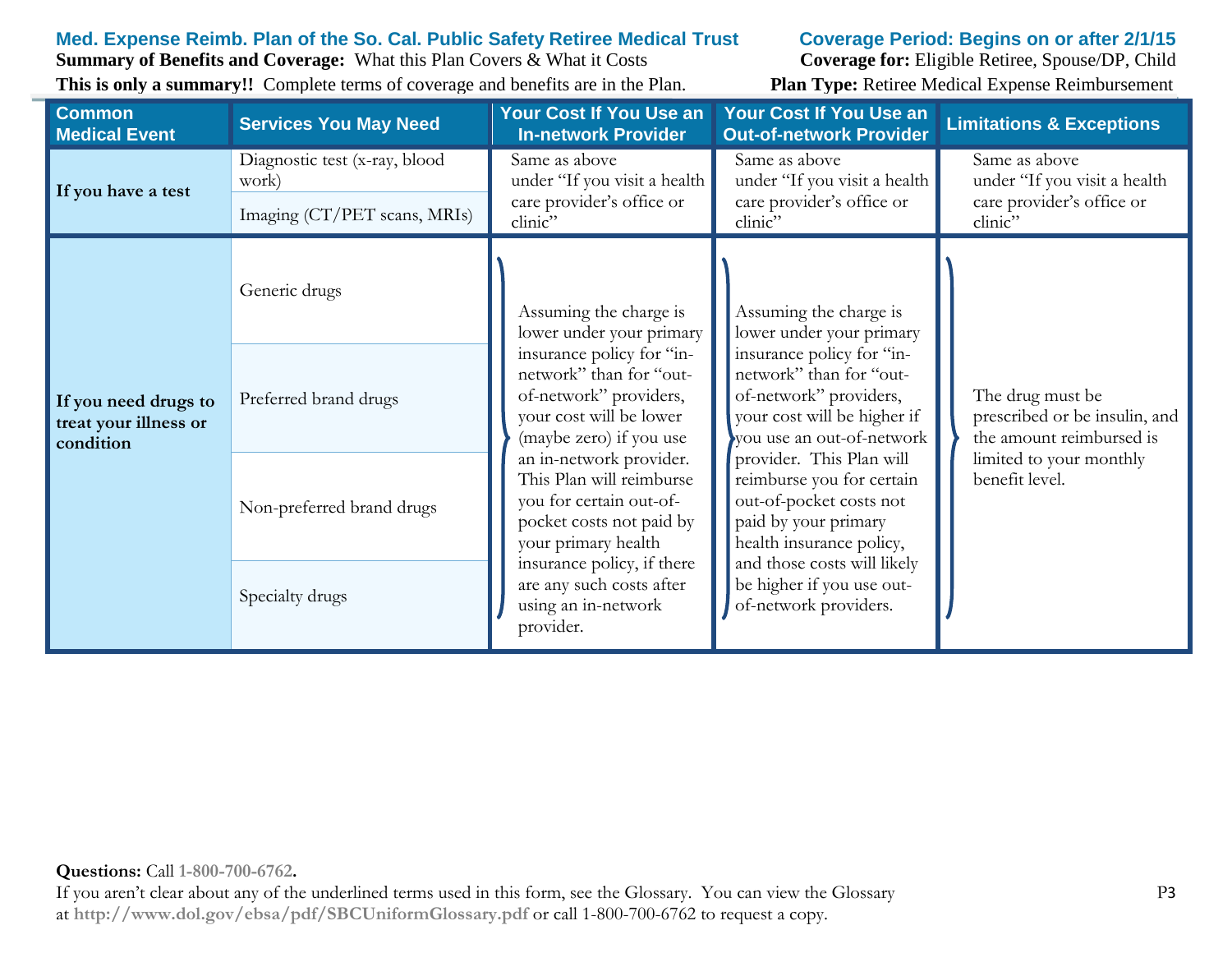| Common Medical Event | Services You May Need | Your Cost If You Use an In-network Provider | Your Cost If You Use an Out-of-network Provider | Limitations & Exceptions |
|---|---|---|---|---|
| **If you have a test** | Diagnostic test (x-ray, blood work) | Same as above under "If you visit a health care provider's office or clinic" | Same as above under "If you visit a health care provider's office or clinic" | Same as above under "If you visit a health care provider's office or clinic" |
| | Imaging (CT/PET scans, MRIs) | | | |
| **If you need drugs to treat your illness or condition** | Generic drugs | Assuming the charge is lower under your primary insurance policy for "in-network" than for "out-of-network" providers, your cost will be lower (maybe zero) if you use an in-network provider. This Plan will reimburse you for certain out-of-pocket costs not paid by your primary health insurance policy, if there are any such costs after using an in-network provider. | Assuming the charge is lower under your primary insurance policy for "in-network" than for "out-of-network" providers, your cost will be higher if you use an out-of-network provider. This Plan will reimburse you for certain out-of-pocket costs not paid by your primary health insurance policy, and those costs will likely be higher if you use out-of-network providers. | The drug must be prescribed or be insulin, and the amount reimbursed is limited to your monthly benefit level. |
| | Preferred brand drugs | | | |
| | Non-preferred brand drugs | | | |
| | Specialty drugs | | | |

**Questions:** Call **1-800-700-6762.**

If you aren't clear about any of the underlined terms used in this form, see the Glossary. You can view the Glossary at **http://www.dol.gov/ebsa/pdf/SBCUniformGlossary.pdf** or call 1-800-700-6762 to request a copy.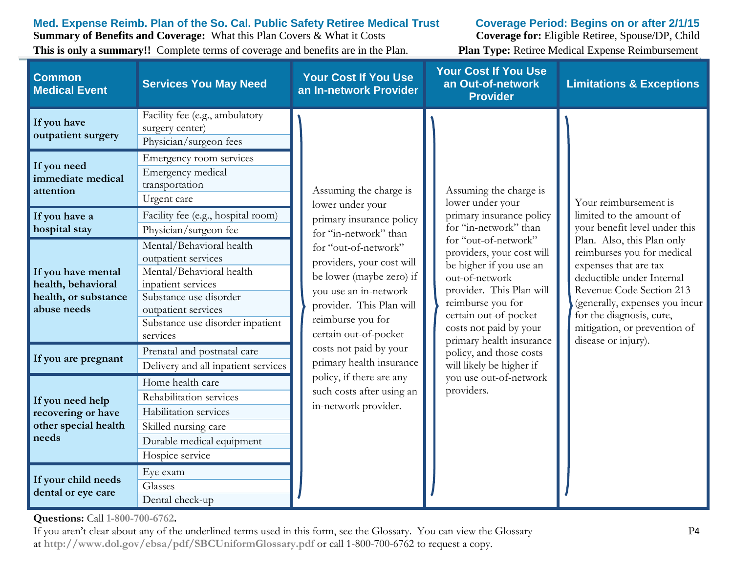**Med. Expense Reimb. Plan of the So. Cal. Public Safety Retiree Medical Trust** — **Coverage Period: Begins on or after 2/1/15**

**Summary of Benefits and Coverage:** What this Plan Covers & What it Costs — **Coverage for:** Eligible Retiree, Spouse/DP, Child

**This is only a summary!!** Complete terms of coverage and benefits are in the Plan. — **Plan Type:** Retiree Medical Expense Reimbursement

| Common Medical Event | Services You May Need | Your Cost If You Use an In-network Provider | Your Cost If You Use an Out-of-network Provider | Limitations & Exceptions |
|---|---|---|---|---|
| If you have outpatient surgery | Facility fee (e.g., ambulatory surgery center) | Assuming the charge is lower under your primary insurance policy for "in-network" than for "out-of-network" providers, your cost will be lower (maybe zero) if you use an in-network provider. This Plan will reimburse you for certain out-of-pocket costs not paid by your primary health insurance policy, if there are any such costs after using an in-network provider. | Assuming the charge is lower under your primary insurance policy for "in-network" than for "out-of-network" providers, your cost will be higher if you use an out-of-network provider. This Plan will reimburse you for certain out-of-pocket costs not paid by your primary health insurance policy, and those costs will likely be higher if you use out-of-network providers. | Your reimbursement is limited to the amount of your benefit level under this Plan. Also, this Plan only reimburses you for medical expenses that are tax deductible under Internal Revenue Code Section 213 (generally, expenses you incur for the diagnosis, cure, mitigation, or prevention of disease or injury). |
| | Physician/surgeon fees | | | |
| If you need immediate medical attention | Emergency room services | | | |
| | Emergency medical transportation | | | |
| | Urgent care | | | |
| If you have a hospital stay | Facility fee (e.g., hospital room) | | | |
| | Physician/surgeon fee | | | |
| If you have mental health, behavioral health, or substance abuse needs | Mental/Behavioral health outpatient services | | | |
| | Mental/Behavioral health inpatient services | | | |
| | Substance use disorder outpatient services | | | |
| | Substance use disorder inpatient services | | | |
| If you are pregnant | Prenatal and postnatal care | | | |
| | Delivery and all inpatient services | | | |
| If you need help recovering or have other special health needs | Home health care | | | |
| | Rehabilitation services | | | |
| | Habilitation services | | | |
| | Skilled nursing care | | | |
| | Durable medical equipment | | | |
| | Hospice service | | | |
| If your child needs dental or eye care | Eye exam | | | |
| | Glasses | | | |
| | Dental check-up | | | |

**Questions:** Call **1-800-700-6762.**

If you aren't clear about any of the underlined terms used in this form, see the Glossary. You can view the Glossary at **http://www.dol.gov/ebsa/pdf/SBCUniformGlossary.pdf** or call 1-800-700-6762 to request a copy.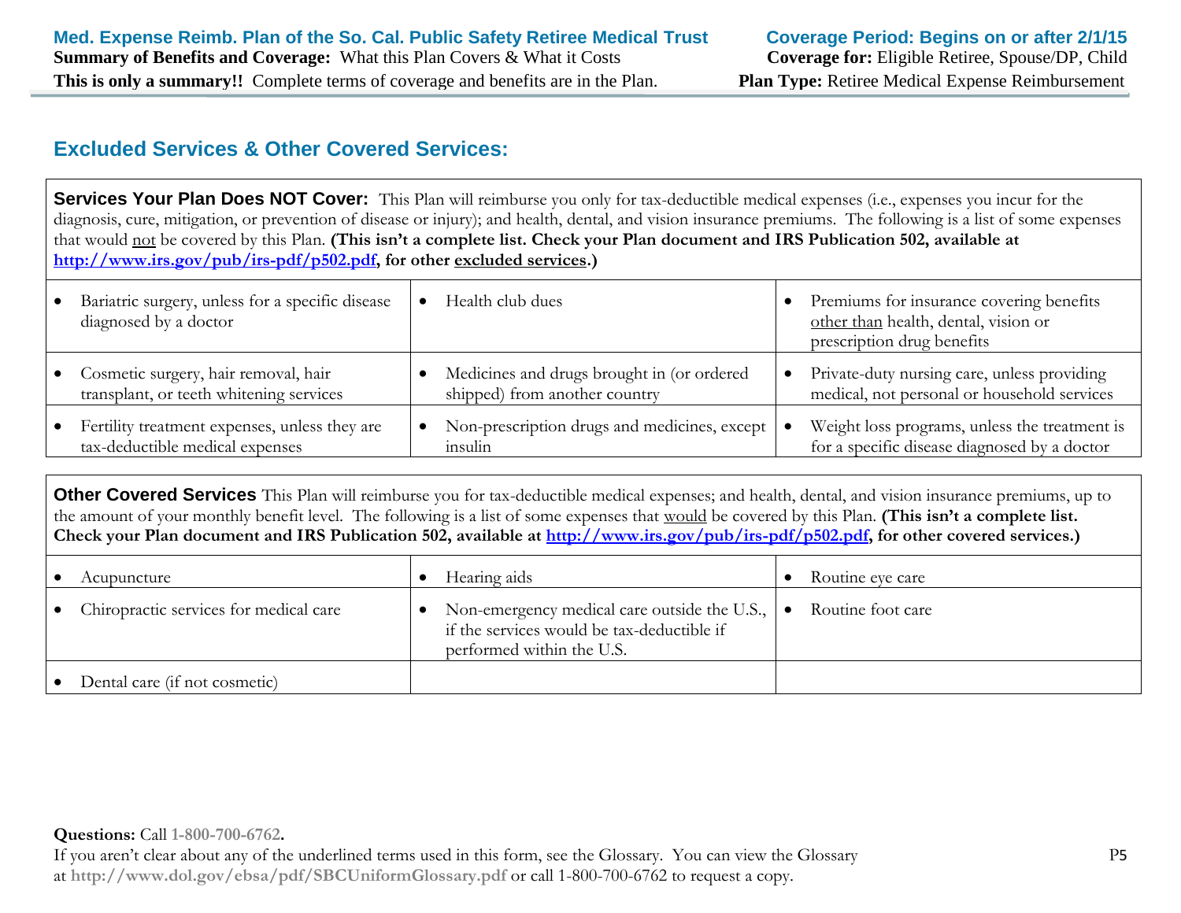## Excluded Services & Other Covered Services:

**Services Your Plan Does NOT Cover:** This Plan will reimburse you only for tax-deductible medical expenses (i.e., expenses you incur for the diagnosis, cure, mitigation, or prevention of disease or injury); and health, dental, and vision insurance premiums. The following is a list of some expenses that would not be covered by this Plan. **(This isn't a complete list. Check your Plan document and IRS Publication 502, available at http://www.irs.gov/pub/irs-pdf/p502.pdf, for other excluded services.)**

| | | |
|---|---|---|
| • Bariatric surgery, unless for a specific disease diagnosed by a doctor | • Health club dues | • Premiums for insurance covering benefits other than health, dental, vision or prescription drug benefits |
| • Cosmetic surgery, hair removal, hair transplant, or teeth whitening services | • Medicines and drugs brought in (or ordered shipped) from another country | • Private-duty nursing care, unless providing medical, not personal or household services |
| • Fertility treatment expenses, unless they are tax-deductible medical expenses | • Non-prescription drugs and medicines, except insulin | • Weight loss programs, unless the treatment is for a specific disease diagnosed by a doctor |

**Other Covered Services** This Plan will reimburse you for tax-deductible medical expenses; and health, dental, and vision insurance premiums, up to the amount of your monthly benefit level. The following is a list of some expenses that would be covered by this Plan. **(This isn't a complete list. Check your Plan document and IRS Publication 502, available at http://www.irs.gov/pub/irs-pdf/p502.pdf, for other covered services.)**

| | | |
|---|---|---|
| • Acupuncture | • Hearing aids | • Routine eye care |
| • Chiropractic services for medical care | • Non-emergency medical care outside the U.S., if the services would be tax-deductible if performed within the U.S. | • Routine foot care |
| • Dental care (if not cosmetic) | | |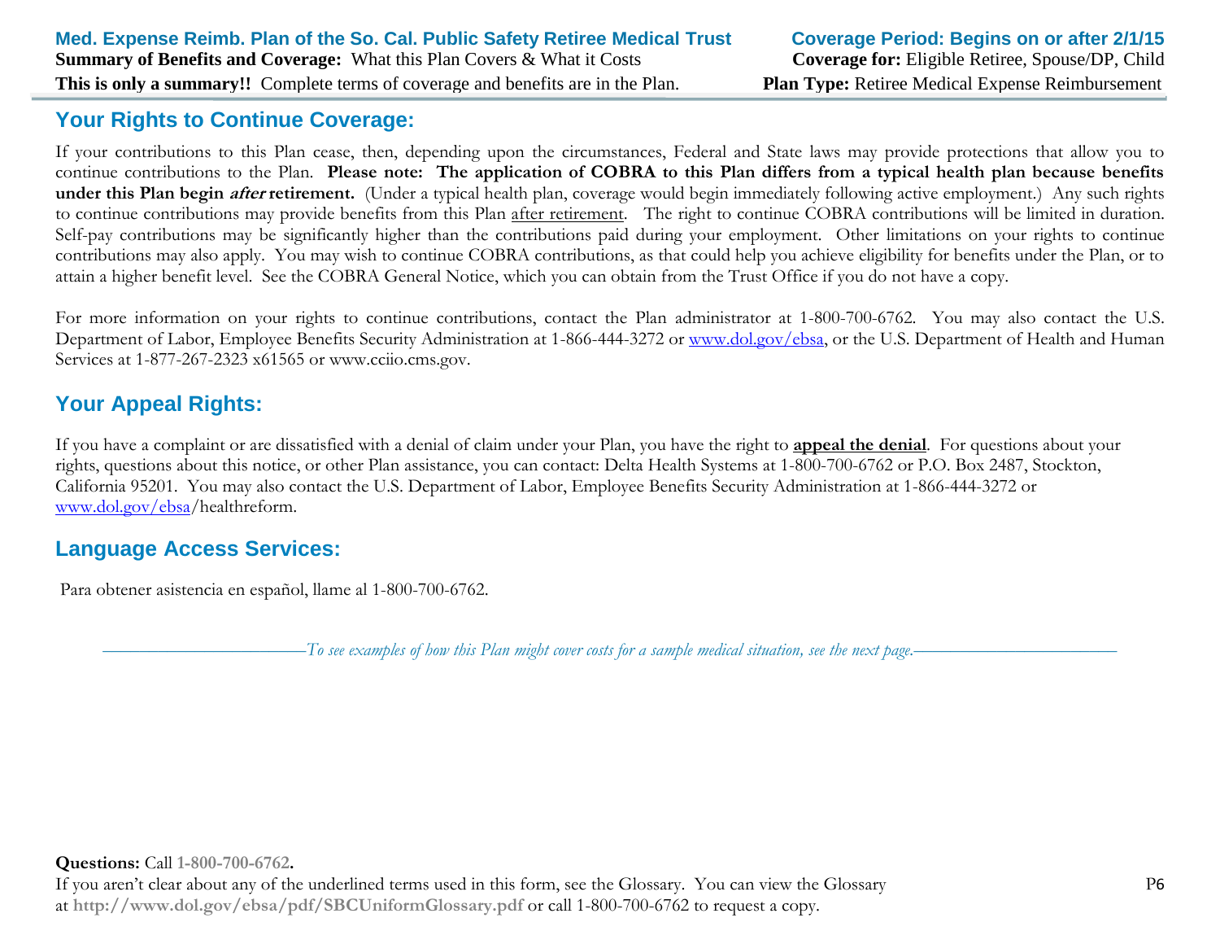## Your Rights to Continue Coverage:

If your contributions to this Plan cease, then, depending upon the circumstances, Federal and State laws may provide protections that allow you to continue contributions to the Plan. **Please note: The application of COBRA to this Plan differs from a typical health plan because benefits under this Plan begin *after* retirement.** (Under a typical health plan, coverage would begin immediately following active employment.) Any such rights to continue contributions may provide benefits from this Plan after retirement. The right to continue COBRA contributions will be limited in duration. Self-pay contributions may be significantly higher than the contributions paid during your employment. Other limitations on your rights to continue contributions may also apply. You may wish to continue COBRA contributions, as that could help you achieve eligibility for benefits under the Plan, or to attain a higher benefit level. See the COBRA General Notice, which you can obtain from the Trust Office if you do not have a copy.

For more information on your rights to continue contributions, contact the Plan administrator at 1-800-700-6762. You may also contact the U.S. Department of Labor, Employee Benefits Security Administration at 1-866-444-3272 or www.dol.gov/ebsa, or the U.S. Department of Health and Human Services at 1-877-267-2323 x61565 or www.cciio.cms.gov.

## Your Appeal Rights:

If you have a complaint or are dissatisfied with a denial of claim under your Plan, you have the right to **appeal the denial**. For questions about your rights, questions about this notice, or other Plan assistance, you can contact: Delta Health Systems at 1-800-700-6762 or P.O. Box 2487, Stockton, California 95201. You may also contact the U.S. Department of Labor, Employee Benefits Security Administration at 1-866-444-3272 or www.dol.gov/ebsa/healthreform.

## Language Access Services:

Para obtener asistencia en español, llame al 1-800-700-6762.

*To see examples of how this Plan might cover costs for a sample medical situation, see the next page.*

**Questions:** Call **1-800-700-6762.**
If you aren't clear about any of the underlined terms used in this form, see the Glossary. You can view the Glossary at **http://www.dol.gov/ebsa/pdf/SBCUniformGlossary.pdf** or call 1-800-700-6762 to request a copy.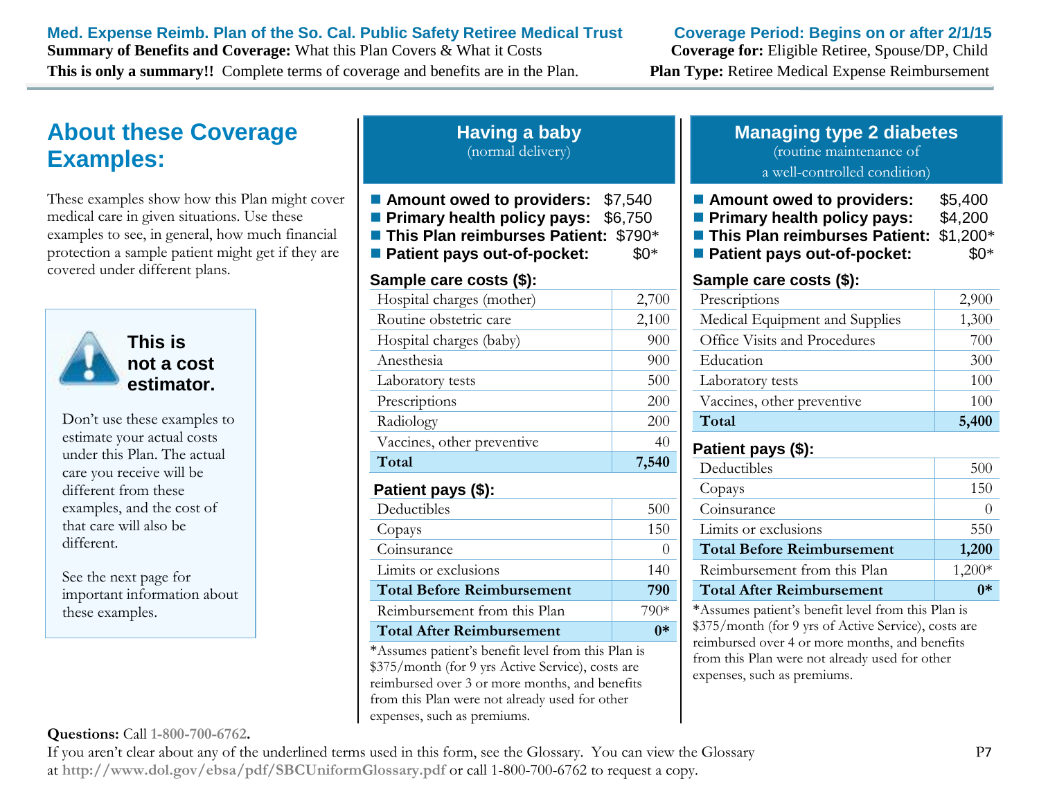## About these Coverage Examples:

These examples show how this Plan might cover medical care in given situations. Use these examples to see, in general, how much financial protection a sample patient might get if they are covered under different plans.

**This is not a cost estimator.**

Don't use these examples to estimate your actual costs under this Plan. The actual care you receive will be different from these examples, and the cost of that care will also be different.

See the next page for important information about these examples.

## Having a baby
(normal delivery)

- **Amount owed to providers:** $7,540
- **Primary health policy pays:** $6,750
- **This Plan reimburses Patient:** $790*
- **Patient pays out-of-pocket:** $0*

**Sample care costs ($):**

| | |
|---|---|
| Hospital charges (mother) | 2,700 |
| Routine obstetric care | 2,100 |
| Hospital charges (baby) | 900 |
| Anesthesia | 900 |
| Laboratory tests | 500 |
| Prescriptions | 200 |
| Radiology | 200 |
| Vaccines, other preventive | 40 |
| **Total** | **7,540** |

**Patient pays ($):**

| | |
|---|---|
| Deductibles | 500 |
| Copays | 150 |
| Coinsurance | 0 |
| Limits or exclusions | 140 |
| **Total Before Reimbursement** | **790** |
| Reimbursement from this Plan | 790* |
| **Total After Reimbursement** | **0*** |

*Assumes patient's benefit level from this Plan is $375/month (for 9 yrs Active Service), costs are reimbursed over 3 or more months, and benefits from this Plan were not already used for other expenses, such as premiums.

## Managing type 2 diabetes
(routine maintenance of a well-controlled condition)

- **Amount owed to providers:** $5,400
- **Primary health policy pays:** $4,200
- **This Plan reimburses Patient:** $1,200*
- **Patient pays out-of-pocket:** $0*

**Sample care costs ($):**

| | |
|---|---|
| Prescriptions | 2,900 |
| Medical Equipment and Supplies | 1,300 |
| Office Visits and Procedures | 700 |
| Education | 300 |
| Laboratory tests | 100 |
| Vaccines, other preventive | 100 |
| **Total** | **5,400** |

**Patient pays ($):**

| | |
|---|---|
| Deductibles | 500 |
| Copays | 150 |
| Coinsurance | 0 |
| Limits or exclusions | 550 |
| **Total Before Reimbursement** | **1,200** |
| Reimbursement from this Plan | 1,200* |
| **Total After Reimbursement** | **0*** |

*Assumes patient's benefit level from this Plan is $375/month (for 9 yrs of Active Service), costs are reimbursed over 4 or more months, and benefits from this Plan were not already used for other expenses, such as premiums.

**Questions:** Call **1-800-700-6762.**

If you aren't clear about any of the underlined terms used in this form, see the Glossary. You can view the Glossary at **http://www.dol.gov/ebsa/pdf/SBCUniformGlossary.pdf** or call 1-800-700-6762 to request a copy.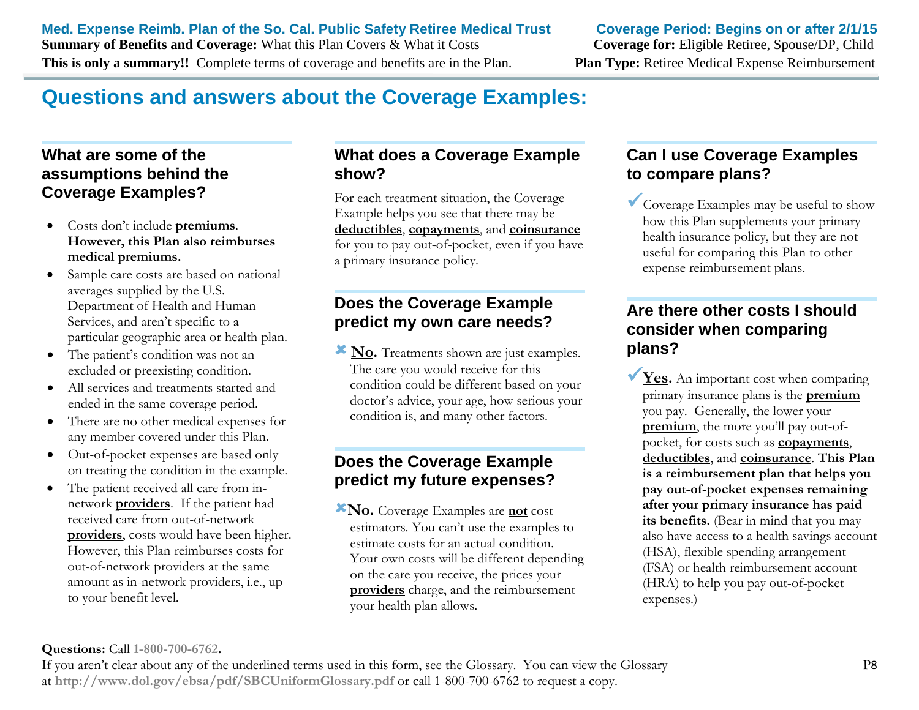# Questions and answers about the Coverage Examples:

## What are some of the assumptions behind the Coverage Examples?

- Costs don't include **premiums**. **However, this Plan also reimburses medical premiums.**
- Sample care costs are based on national averages supplied by the U.S. Department of Health and Human Services, and aren't specific to a particular geographic area or health plan.
- The patient's condition was not an excluded or preexisting condition.
- All services and treatments started and ended in the same coverage period.
- There are no other medical expenses for any member covered under this Plan.
- Out-of-pocket expenses are based only on treating the condition in the example.
- The patient received all care from in-network **providers**. If the patient had received care from out-of-network **providers**, costs would have been higher. However, this Plan reimburses costs for out-of-network providers at the same amount as in-network providers, i.e., up to your benefit level.

## What does a Coverage Example show?

For each treatment situation, the Coverage Example helps you see that there may be **deductibles**, **copayments**, and **coinsurance** for you to pay out-of-pocket, even if you have a primary insurance policy.

## Does the Coverage Example predict my own care needs?

✘ **No.** Treatments shown are just examples. The care you would receive for this condition could be different based on your doctor's advice, your age, how serious your condition is, and many other factors.

## Does the Coverage Example predict your future expenses?

✘ **No.** Coverage Examples are **not** cost estimators. You can't use the examples to estimate costs for an actual condition. Your own costs will be different depending on the care you receive, the prices your **providers** charge, and the reimbursement your health plan allows.

## Can I use Coverage Examples to compare plans?

✓ Coverage Examples may be useful to show how this Plan supplements your primary health insurance policy, but they are not useful for comparing this Plan to other expense reimbursement plans.

## Are there other costs I should consider when comparing plans?

✓ **Yes.** An important cost when comparing primary insurance plans is the **premium** you pay. Generally, the lower your **premium**, the more you'll pay out-of-pocket, for costs such as **copayments**, **deductibles**, and **coinsurance**. **This Plan is a reimbursement plan that helps you pay out-of-pocket expenses remaining after your primary insurance has paid its benefits.** (Bear in mind that you may also have access to a health savings account (HSA), flexible spending arrangement (FSA) or health reimbursement account (HRA) to help you pay out-of-pocket expenses.)

**Questions:** Call **1-800-700-6762.**
If you aren't clear about any of the underlined terms used in this form, see the Glossary. You can view the Glossary at **http://www.dol.gov/ebsa/pdf/SBCUniformGlossary.pdf** or call 1-800-700-6762 to request a copy.